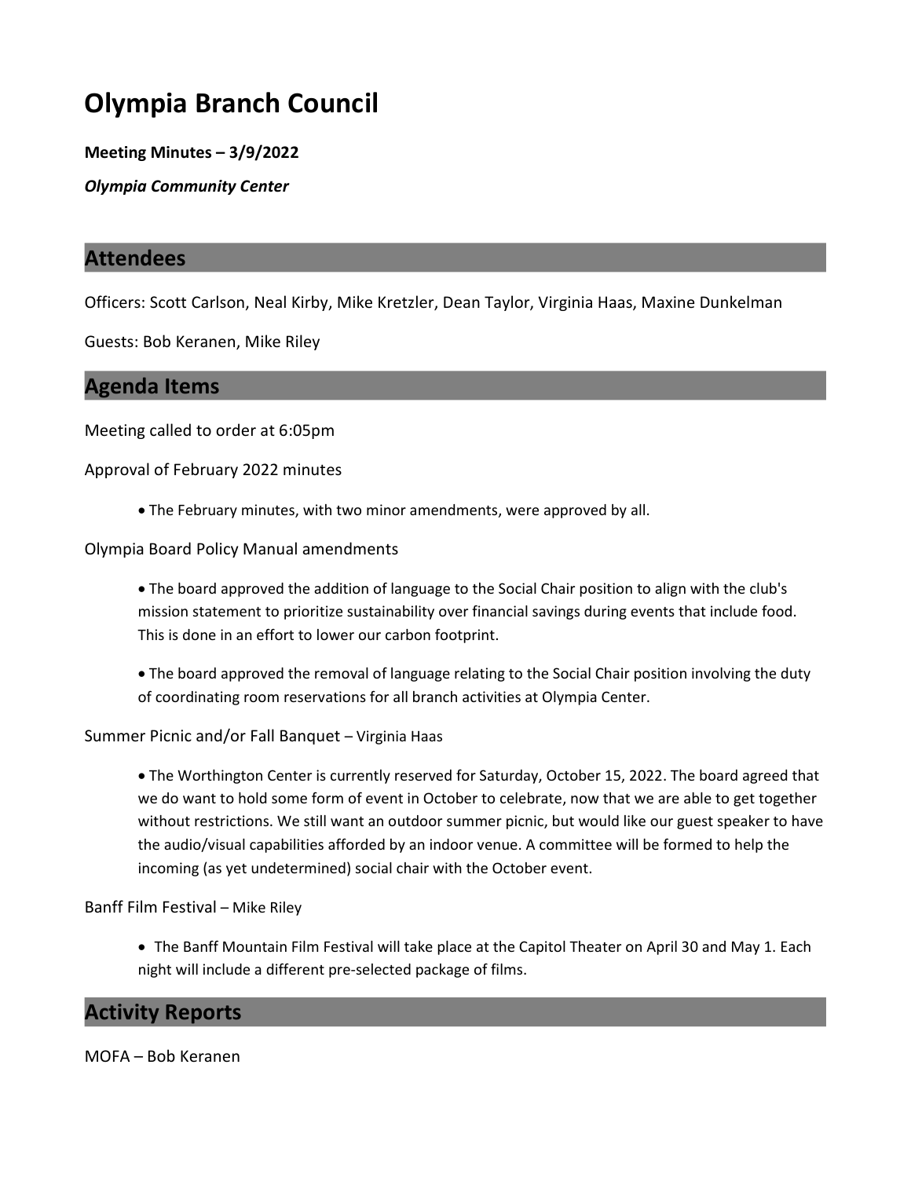# Olympia Branch Council

**Meeting Minutes – 3/9/2022**

***Olympia Community Center***

## Attendees

Officers: Scott Carlson, Neal Kirby, Mike Kretzler, Dean Taylor, Virginia Haas, Maxine Dunkelman

Guests: Bob Keranen, Mike Riley

## Agenda Items

Meeting called to order at 6:05pm

Approval of February 2022 minutes

- The February minutes, with two minor amendments, were approved by all.

Olympia Board Policy Manual amendments

- The board approved the addition of language to the Social Chair position to align with the club's mission statement to prioritize sustainability over financial savings during events that include food. This is done in an effort to lower our carbon footprint.
- The board approved the removal of language relating to the Social Chair position involving the duty of coordinating room reservations for all branch activities at Olympia Center.

Summer Picnic and/or Fall Banquet – Virginia Haas

- The Worthington Center is currently reserved for Saturday, October 15, 2022. The board agreed that we do want to hold some form of event in October to celebrate, now that we are able to get together without restrictions. We still want an outdoor summer picnic, but would like our guest speaker to have the audio/visual capabilities afforded by an indoor venue. A committee will be formed to help the incoming (as yet undetermined) social chair with the October event.

Banff Film Festival – Mike Riley

- The Banff Mountain Film Festival will take place at the Capitol Theater on April 30 and May 1. Each night will include a different pre-selected package of films.

## Activity Reports

MOFA – Bob Keranen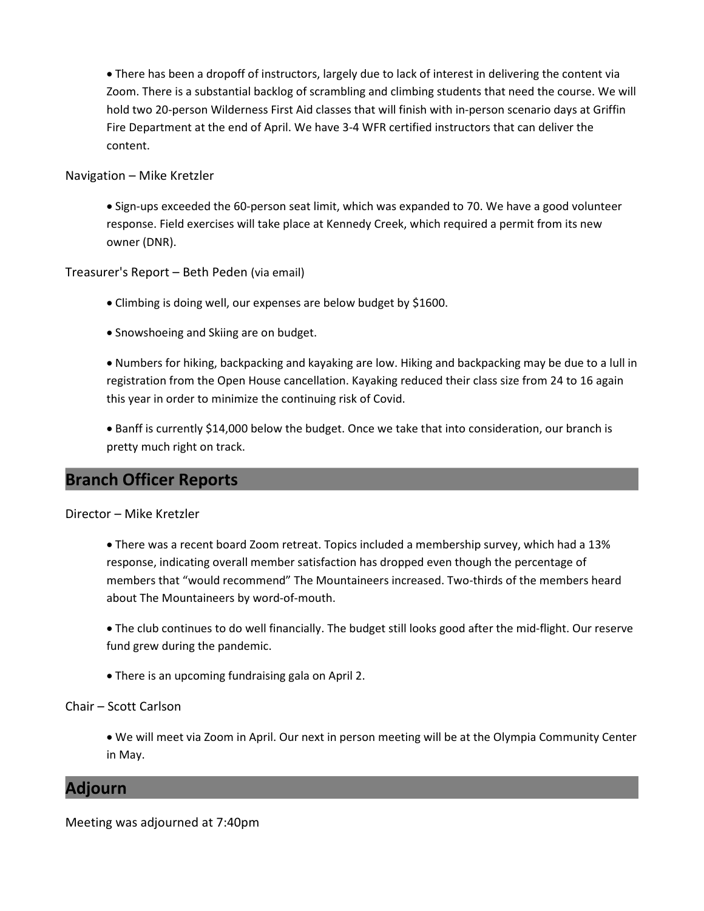- There has been a dropoff of instructors, largely due to lack of interest in delivering the content via Zoom. There is a substantial backlog of scrambling and climbing students that need the course. We will hold two 20-person Wilderness First Aid classes that will finish with in-person scenario days at Griffin Fire Department at the end of April. We have 3-4 WFR certified instructors that can deliver the content.

Navigation – Mike Kretzler

- Sign-ups exceeded the 60-person seat limit, which was expanded to 70. We have a good volunteer response. Field exercises will take place at Kennedy Creek, which required a permit from its new owner (DNR).

Treasurer's Report – Beth Peden (via email)

- Climbing is doing well, our expenses are below budget by $1600.
- Snowshoeing and Skiing are on budget.
- Numbers for hiking, backpacking and kayaking are low. Hiking and backpacking may be due to a lull in registration from the Open House cancellation. Kayaking reduced their class size from 24 to 16 again this year in order to minimize the continuing risk of Covid.
- Banff is currently $14,000 below the budget. Once we take that into consideration, our branch is pretty much right on track.

## Branch Officer Reports

Director – Mike Kretzler

- There was a recent board Zoom retreat. Topics included a membership survey, which had a 13% response, indicating overall member satisfaction has dropped even though the percentage of members that "would recommend" The Mountaineers increased. Two-thirds of the members heard about The Mountaineers by word-of-mouth.
- The club continues to do well financially. The budget still looks good after the mid-flight. Our reserve fund grew during the pandemic.
- There is an upcoming fundraising gala on April 2.

Chair – Scott Carlson

- We will meet via Zoom in April. Our next in person meeting will be at the Olympia Community Center in May.

## Adjourn

Meeting was adjourned at 7:40pm